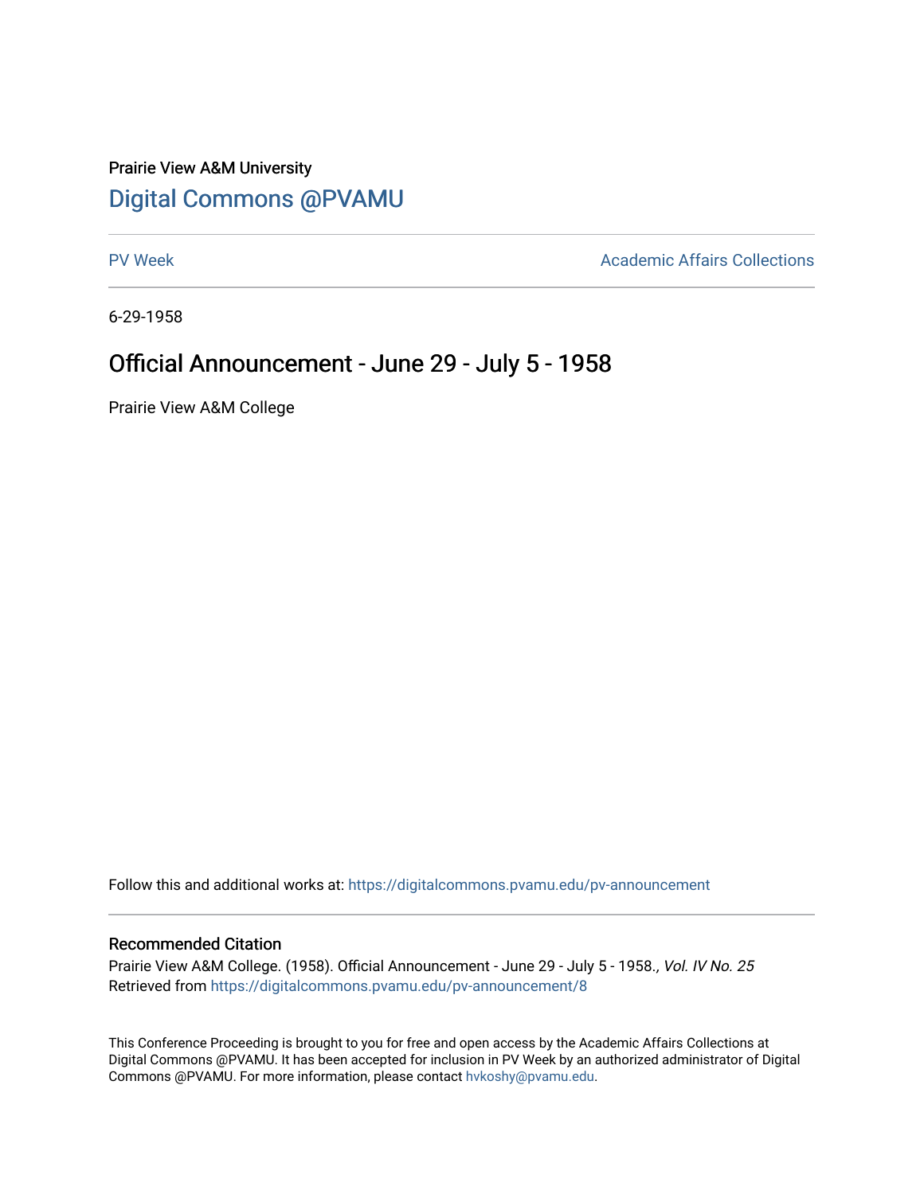Prairie View A&M University

## Digital Commons @PVAMU

PV Week | Academic Affairs Collections

6-29-1958

# Official Announcement - June 29 - July 5 - 1958

Prairie View A&M College

Follow this and additional works at: https://digitalcommons.pvamu.edu/pv-announcement

### Recommended Citation

Prairie View A&M College. (1958). Official Announcement - June 29 - July 5 - 1958., *Vol. IV No. 25*
Retrieved from https://digitalcommons.pvamu.edu/pv-announcement/8

This Conference Proceeding is brought to you for free and open access by the Academic Affairs Collections at Digital Commons @PVAMU. It has been accepted for inclusion in PV Week by an authorized administrator of Digital Commons @PVAMU. For more information, please contact hvkoshy@pvamu.edu.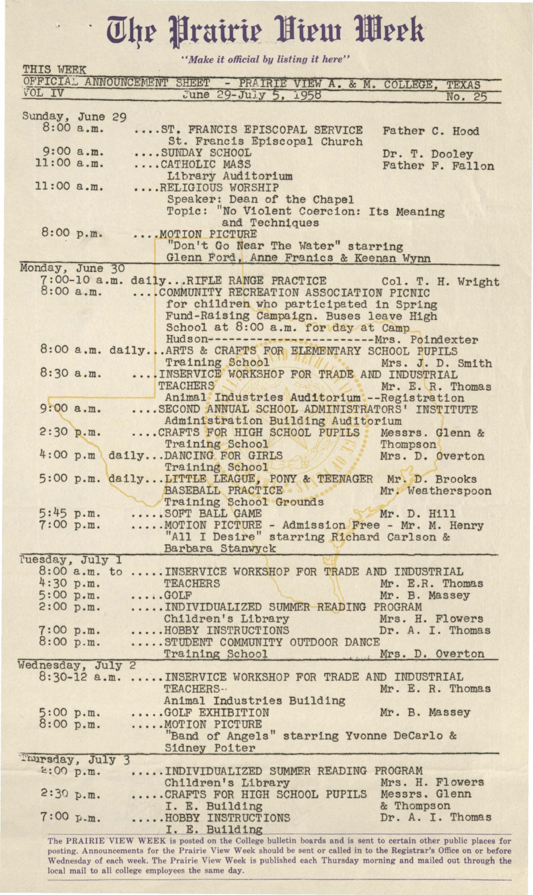# The Prairie View Week

*"Make it official by listing it here"*

THIS WEEK

OFFICIAL ANNOUNCEMENT SHEET - PRAIRIE VIEW A. & M. COLLEGE, TEXAS

VOL IV | June 29-July 5, 1958 | No. 25

---

**Sunday, June 29**

8:00 a.m. ....ST. FRANCIS EPISCOPAL SERVICE — Father C. Hood
St. Francis Episcopal Church

9:00 a.m. ....SUNDAY SCHOOL — Dr. T. Dooley

11:00 a.m. ....CATHOLIC MASS — Father F. Fallon
Library Auditorium

11:00 a.m. ....RELIGIOUS WORSHIP
Speaker: Dean of the Chapel
Topic: "No Violent Coercion: Its Meaning and Techniques

8:00 p.m. ....MOTION PICTURE
"Don't Go Near The Water" starring Glenn Ford, Anne Franics & Keenan Wynn

---

**Monday, June 30**

7:00-10 a.m. daily...RIFLE RANGE PRACTICE — Col. T. H. Wright

8:00 a.m. ....COMMUNITY RECREATION ASSOCIATION PICNIC for children who participated in Spring Fund-Raising Campaign. Buses leave High School at 8:00 a.m. for day at Camp Hudson------------------------Mrs. Poindexter

8:00 a.m. daily...ARTS & CRAFTS FOR ELEMENTARY SCHOOL PUPILS — Mrs. J. D. Smith
Training School

8:30 a.m. ....INSERVICE WORKSHOP FOR TRADE AND INDUSTRIAL TEACHERS — Mr. E. R. Thomas
Animal Industries Auditorium --Registration

9:00 a.m. ....SECOND ANNUAL SCHOOL ADMINISTRATORS' INSTITUTE
Administration Building Auditorium

2:30 p.m. ....CRAFTS FOR HIGH SCHOOL PUPILS — Messrs. Glenn & Thompson
Training School

4:00 p.m daily...DANCING FOR GIRLS — Mrs. D. Overton
Training School

5:00 p.m. daily...LITTLE LEAGUE, PONY & TEENAGER BASEBALL PRACTICE — Mr. D. Brooks, Mr. Weatherspoon
Training School Grounds

5:45 p.m. .....SOFT BALL GAME — Mr. D. Hill

7:00 p.m. .....MOTION PICTURE - Admission Free - Mr. M. Henry
"All I Desire" starring Richard Carlson & Barbara Stanwyck

---

**Tuesday, July 1**

8:00 a.m. to 4:30 p.m. .....INSERVICE WORKSHOP FOR TRADE AND INDUSTRIAL TEACHERS — Mr. E.R. Thomas

5:00 p.m. .....GOLF — Mr. B. Massey

2:00 p.m. .....INDIVIDUALIZED SUMMER READING PROGRAM — Mrs. H. Flowers
Children's Library

7:00 p.m. .....HOBBY INSTRUCTIONS — Dr. A. I. Thomas

8:00 p.m. .....STUDENT COMMUNITY OUTDOOR DANCE — Mrs. D. Overton
Training School

---

**Wednesday, July 2**

8:30-12 a.m. .....INSERVICE WORKSHOP FOR TRADE AND INDUSTRIAL TEACHERS — Mr. E. R. Thomas
Animal Industries Building

5:00 p.m. .....GOLF EXHIBITION — Mr. B. Massey

8:00 p.m. .....MOTION PICTURE
"Band of Angels" starring Yvonne DeCarlo & Sidney Poiter

---

**Thursday, July 3**

2:00 p.m. .....INDIVIDUALIZED SUMMER READING PROGRAM — Mrs. H. Flowers
Children's Library

2:30 p.m. .....CRAFTS FOR HIGH SCHOOL PUPILS — Messrs. Glenn & Thompson
I. E. Building

7:00 p.m. .....HOBBY INSTRUCTIONS — Dr. A. I. Thomas
I. E. Building

---

The PRAIRIE VIEW WEEK is posted on the College bulletin boards and is sent to certain other public places for posting. Announcements for the Prairie View Week should be sent or called in to the Registrar's Office on or before Wednesday of each week. The Prairie View Week is published each Thursday morning and mailed out through the local mail to all college employees the same day.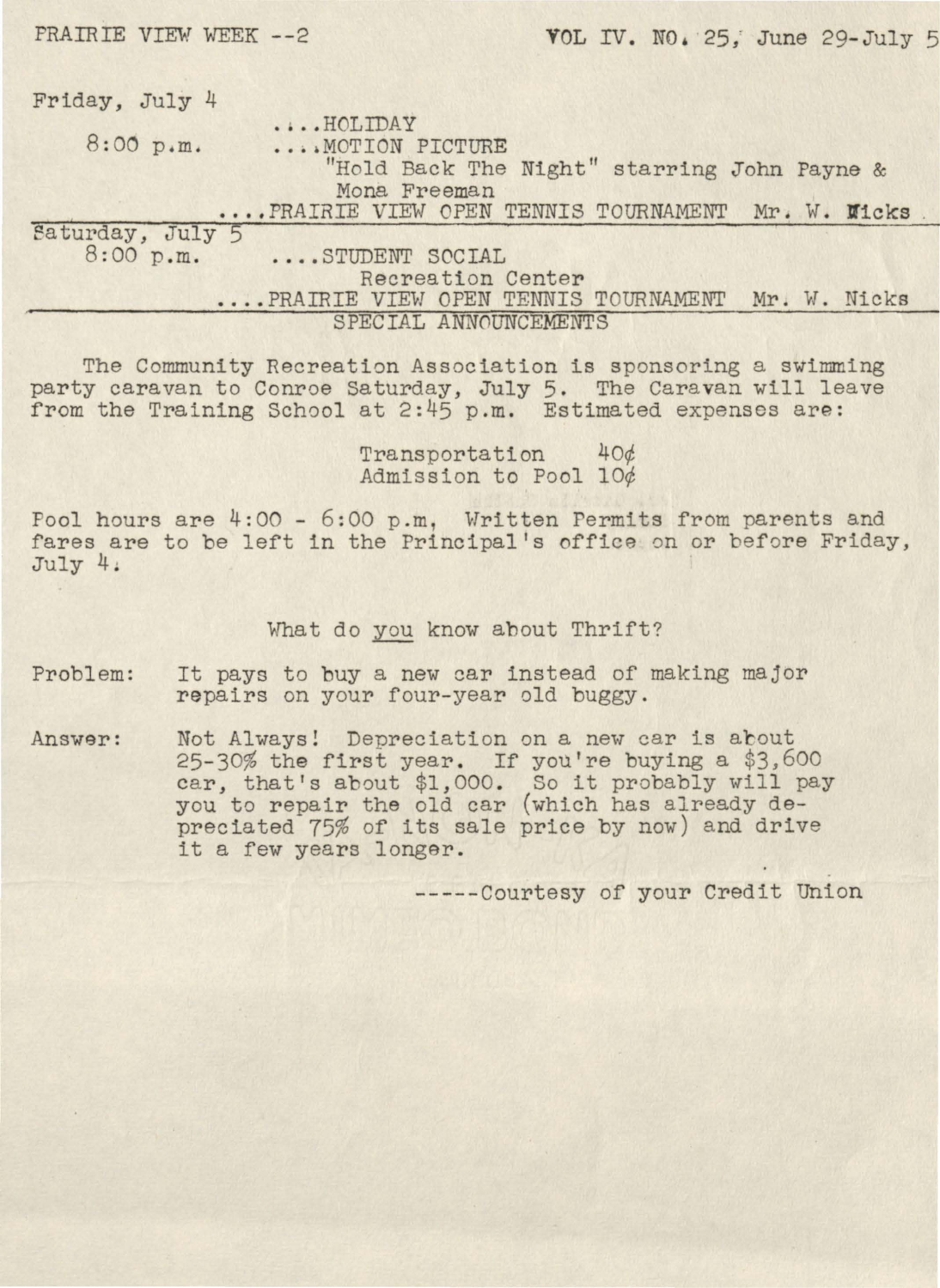Friday, July 4

| | | |
|---|---|---|
| | ....HOLIDAY | |
| 8:00 p.m. | ....MOTION PICTURE "Hold Back The Night" starring John Payne & Mona Freeman | |
| | ....PRAIRIE VIEW OPEN TENNIS TOURNAMENT | Mr. W. Nicks |

Saturday, July 5

| | | |
|---|---|---|
| 8:00 p.m. | ....STUDENT SOCIAL Recreation Center | |
| | ....PRAIRIE VIEW OPEN TENNIS TOURNAMENT | Mr. W. Nicks |

## SPECIAL ANNOUNCEMENTS

The Community Recreation Association is sponsoring a swimming party caravan to Conroe Saturday, July 5. The Caravan will leave from the Training School at 2:45 p.m. Estimated expenses are:

| | |
|---|---|
| Transportation | 40¢ |
| Admission to Pool | 10¢ |

Pool hours are 4:00 - 6:00 p.m, Written Permits from parents and fares are to be left in the Principal's office on or before Friday, July 4.

### What do you know about Thrift?

Problem: It pays to buy a new car instead of making major repairs on your four-year old buggy.

Answer: Not Always! Depreciation on a new car is about 25-30% the first year. If you're buying a $3,600 car, that's about $1,000. So it probably will pay you to repair the old car (which has already depreciated 75% of its sale price by now) and drive it a few years longer.

-----Courtesy of your Credit Union